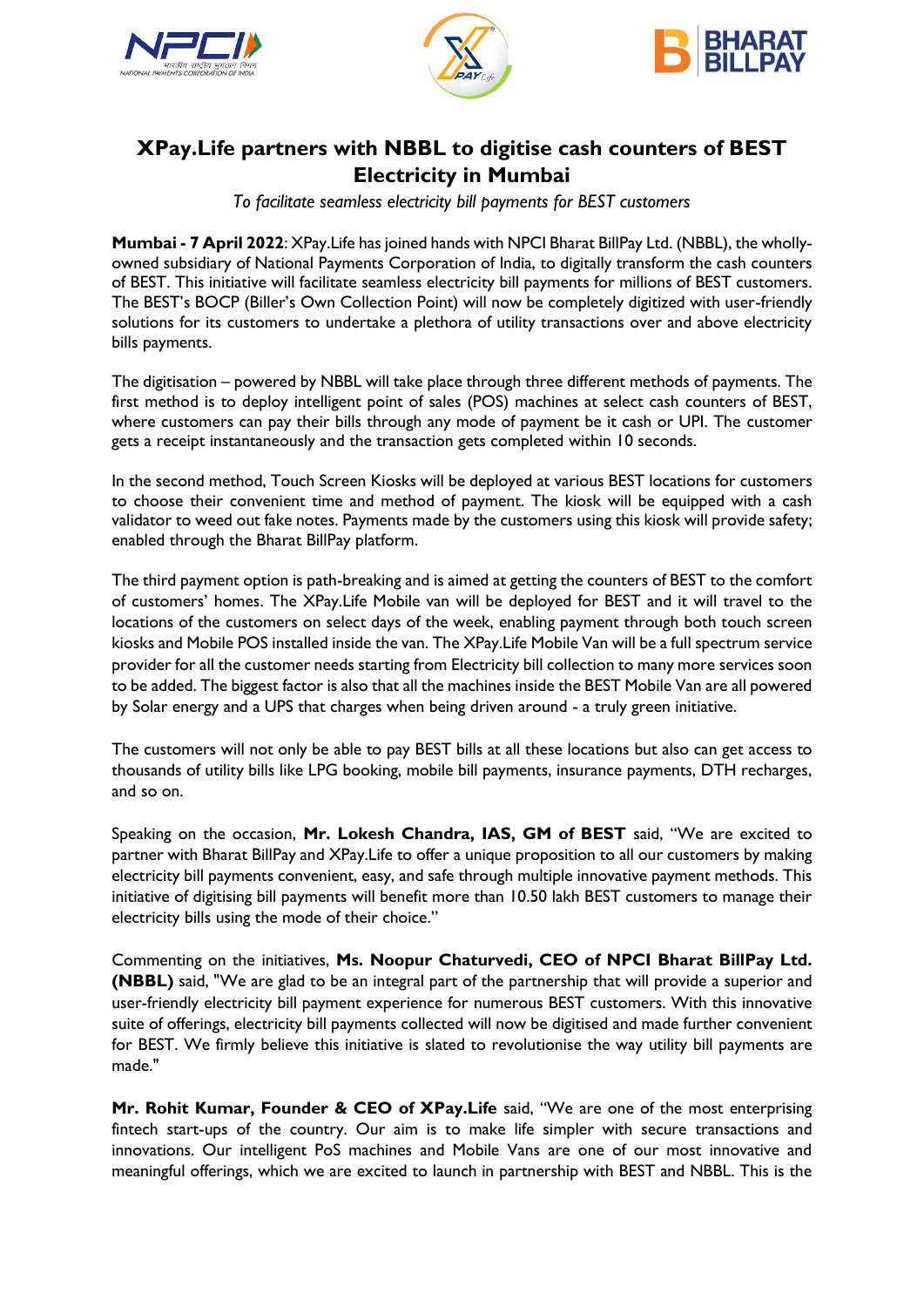# XPay.Life partners with NBBL to digitise cash counters of BEST Electricity in Mumbai

*To facilitate seamless electricity bill payments for BEST customers*

**Mumbai - 7 April 2022**: XPay.Life has joined hands with NPCI Bharat BillPay Ltd. (NBBL), the wholly-owned subsidiary of National Payments Corporation of India, to digitally transform the cash counters of BEST. This initiative will facilitate seamless electricity bill payments for millions of BEST customers. The BEST's BOCP (Biller's Own Collection Point) will now be completely digitized with user-friendly solutions for its customers to undertake a plethora of utility transactions over and above electricity bills payments.

The digitisation – powered by NBBL will take place through three different methods of payments. The first method is to deploy intelligent point of sales (POS) machines at select cash counters of BEST, where customers can pay their bills through any mode of payment be it cash or UPI. The customer gets a receipt instantaneously and the transaction gets completed within 10 seconds.

In the second method, Touch Screen Kiosks will be deployed at various BEST locations for customers to choose their convenient time and method of payment. The kiosk will be equipped with a cash validator to weed out fake notes. Payments made by the customers using this kiosk will provide safety; enabled through the Bharat BillPay platform.

The third payment option is path-breaking and is aimed at getting the counters of BEST to the comfort of customers' homes. The XPay.Life Mobile van will be deployed for BEST and it will travel to the locations of the customers on select days of the week, enabling payment through both touch screen kiosks and Mobile POS installed inside the van. The XPay.Life Mobile Van will be a full spectrum service provider for all the customer needs starting from Electricity bill collection to many more services soon to be added. The biggest factor is also that all the machines inside the BEST Mobile Van are all powered by Solar energy and a UPS that charges when being driven around - a truly green initiative.

The customers will not only be able to pay BEST bills at all these locations but also can get access to thousands of utility bills like LPG booking, mobile bill payments, insurance payments, DTH recharges, and so on.

Speaking on the occasion, **Mr. Lokesh Chandra, IAS, GM of BEST** said, "We are excited to partner with Bharat BillPay and XPay.Life to offer a unique proposition to all our customers by making electricity bill payments convenient, easy, and safe through multiple innovative payment methods. This initiative of digitising bill payments will benefit more than 10.50 lakh BEST customers to manage their electricity bills using the mode of their choice."

Commenting on the initiatives, **Ms. Noopur Chaturvedi, CEO of NPCI Bharat BillPay Ltd. (NBBL)** said, "We are glad to be an integral part of the partnership that will provide a superior and user-friendly electricity bill payment experience for numerous BEST customers. With this innovative suite of offerings, electricity bill payments collected will now be digitised and made further convenient for BEST. We firmly believe this initiative is slated to revolutionise the way utility bill payments are made."

**Mr. Rohit Kumar, Founder & CEO of XPay.Life** said, "We are one of the most enterprising fintech start-ups of the country. Our aim is to make life simpler with secure transactions and innovations. Our intelligent PoS machines and Mobile Vans are one of our most innovative and meaningful offerings, which we are excited to launch in partnership with BEST and NBBL. This is the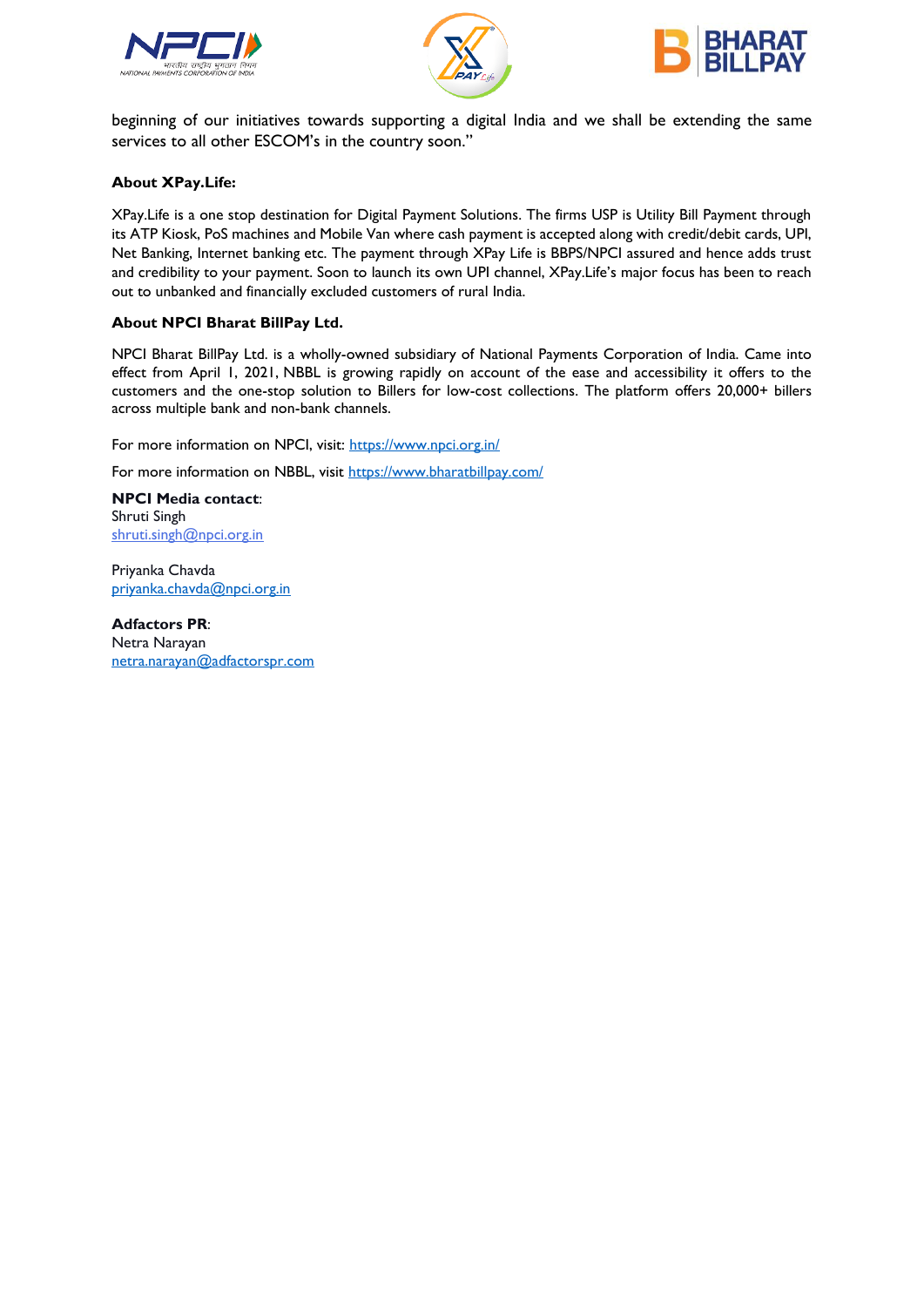beginning of our initiatives towards supporting a digital India and we shall be extending the same services to all other ESCOM's in the country soon."

**About XPay.Life:**

XPay.Life is a one stop destination for Digital Payment Solutions. The firms USP is Utility Bill Payment through its ATP Kiosk, PoS machines and Mobile Van where cash payment is accepted along with credit/debit cards, UPI, Net Banking, Internet banking etc. The payment through XPay Life is BBPS/NPCI assured and hence adds trust and credibility to your payment. Soon to launch its own UPI channel, XPay.Life's major focus has been to reach out to unbanked and financially excluded customers of rural India.

**About NPCI Bharat BillPay Ltd.**

NPCI Bharat BillPay Ltd. is a wholly-owned subsidiary of National Payments Corporation of India. Came into effect from April 1, 2021, NBBL is growing rapidly on account of the ease and accessibility it offers to the customers and the one-stop solution to Billers for low-cost collections. The platform offers 20,000+ billers across multiple bank and non-bank channels.

For more information on NPCI, visit: https://www.npci.org.in/

For more information on NBBL, visit https://www.bharatbillpay.com/

**NPCI Media contact**:
Shruti Singh
shruti.singh@npci.org.in

Priyanka Chavda
priyanka.chavda@npci.org.in

**Adfactors PR**:
Netra Narayan
netra.narayan@adfactorspr.com